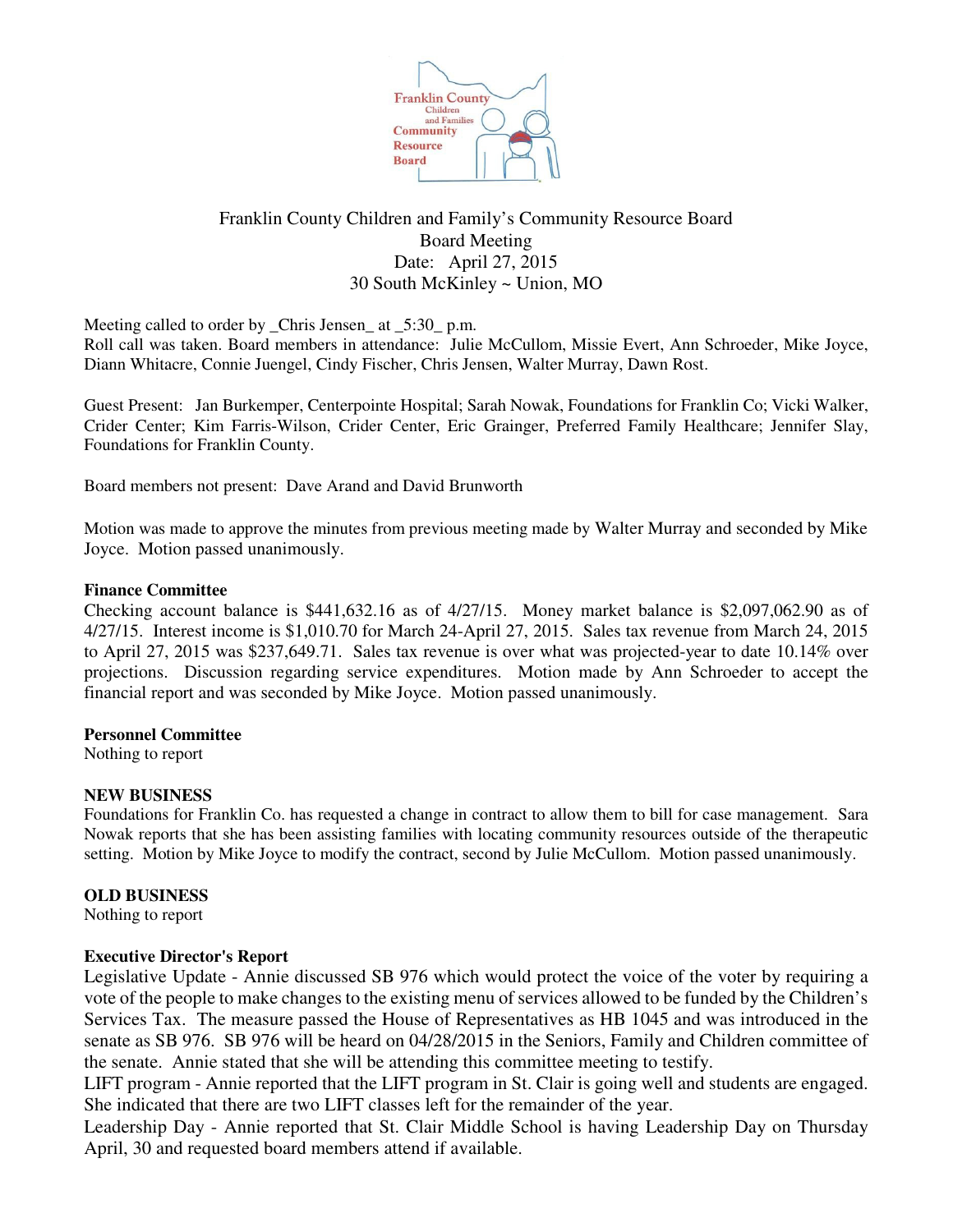Franklin County Children and Family's Community Resource Board
Board Meeting
Date: April 27, 2015
30 South McKinley ~ Union, MO

Meeting called to order by _Chris Jensen_ at _5:30_ p.m.
Roll call was taken. Board members in attendance: Julie McCullom, Missie Evert, Ann Schroeder, Mike Joyce, Diann Whitacre, Connie Juengel, Cindy Fischer, Chris Jensen, Walter Murray, Dawn Rost.

Guest Present: Jan Burkemper, Centerpointe Hospital; Sarah Nowak, Foundations for Franklin Co; Vicki Walker, Crider Center; Kim Farris-Wilson, Crider Center, Eric Grainger, Preferred Family Healthcare; Jennifer Slay, Foundations for Franklin County.

Board members not present: Dave Arand and David Brunworth

Motion was made to approve the minutes from previous meeting made by Walter Murray and seconded by Mike Joyce. Motion passed unanimously.

**Finance Committee**
Checking account balance is $441,632.16 as of 4/27/15. Money market balance is $2,097,062.90 as of 4/27/15. Interest income is $1,010.70 for March 24-April 27, 2015. Sales tax revenue from March 24, 2015 to April 27, 2015 was $237,649.71. Sales tax revenue is over what was projected-year to date 10.14% over projections. Discussion regarding service expenditures. Motion made by Ann Schroeder to accept the financial report and was seconded by Mike Joyce. Motion passed unanimously.

**Personnel Committee**
Nothing to report

**NEW BUSINESS**
Foundations for Franklin Co. has requested a change in contract to allow them to bill for case management. Sara Nowak reports that she has been assisting families with locating community resources outside of the therapeutic setting. Motion by Mike Joyce to modify the contract, second by Julie McCullom. Motion passed unanimously.

**OLD BUSINESS**
Nothing to report

**Executive Director's Report**
Legislative Update - Annie discussed SB 976 which would protect the voice of the voter by requiring a vote of the people to make changes to the existing menu of services allowed to be funded by the Children's Services Tax. The measure passed the House of Representatives as HB 1045 and was introduced in the senate as SB 976. SB 976 will be heard on 04/28/2015 in the Seniors, Family and Children committee of the senate. Annie stated that she will be attending this committee meeting to testify.
LIFT program - Annie reported that the LIFT program in St. Clair is going well and students are engaged. She indicated that there are two LIFT classes left for the remainder of the year.
Leadership Day - Annie reported that St. Clair Middle School is having Leadership Day on Thursday April, 30 and requested board members attend if available.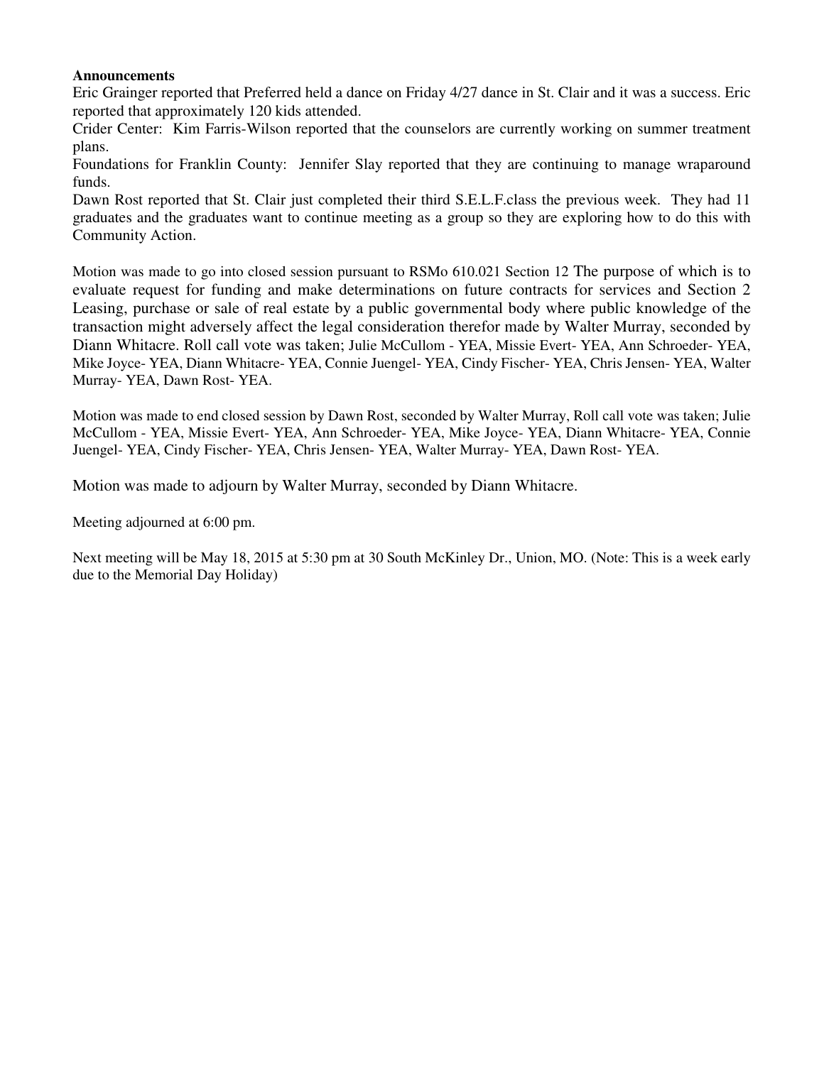**Announcements**

Eric Grainger reported that Preferred held a dance on Friday 4/27 dance in St. Clair and it was a success. Eric reported that approximately 120 kids attended.

Crider Center: Kim Farris-Wilson reported that the counselors are currently working on summer treatment plans.

Foundations for Franklin County: Jennifer Slay reported that they are continuing to manage wraparound funds.

Dawn Rost reported that St. Clair just completed their third S.E.L.F.class the previous week. They had 11 graduates and the graduates want to continue meeting as a group so they are exploring how to do this with Community Action.

Motion was made to go into closed session pursuant to RSMo 610.021 Section 12 The purpose of which is to evaluate request for funding and make determinations on future contracts for services and Section 2 Leasing, purchase or sale of real estate by a public governmental body where public knowledge of the transaction might adversely affect the legal consideration therefor made by Walter Murray, seconded by Diann Whitacre. Roll call vote was taken; Julie McCullom - YEA, Missie Evert- YEA, Ann Schroeder- YEA, Mike Joyce- YEA, Diann Whitacre- YEA, Connie Juengel- YEA, Cindy Fischer- YEA, Chris Jensen- YEA, Walter Murray- YEA, Dawn Rost- YEA.

Motion was made to end closed session by Dawn Rost, seconded by Walter Murray, Roll call vote was taken; Julie McCullom - YEA, Missie Evert- YEA, Ann Schroeder- YEA, Mike Joyce- YEA, Diann Whitacre- YEA, Connie Juengel- YEA, Cindy Fischer- YEA, Chris Jensen- YEA, Walter Murray- YEA, Dawn Rost- YEA.

Motion was made to adjourn by Walter Murray, seconded by Diann Whitacre.

Meeting adjourned at 6:00 pm.

Next meeting will be May 18, 2015 at 5:30 pm at 30 South McKinley Dr., Union, MO. (Note: This is a week early due to the Memorial Day Holiday)